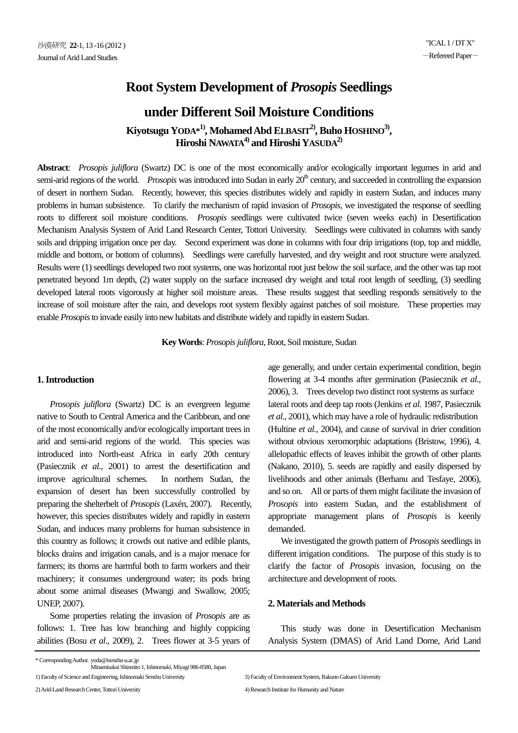# Root System Development of *Prosopis* Seedlings under Different Soil Moisture Conditions

**Kiyotsugu YODA*[1], Mohamed Abd ELBASIT[2], Buho HOSHINO[3], Hiroshi NAWATA[4] and Hiroshi YASUDA[2]**

**Abstract**: *Prosopis juliflora* (Swartz) DC is one of the most economically and/or ecologically important legumes in arid and semi-arid regions of the world. *Prosopis* was introduced into Sudan in early 20$^{th}$ century, and succeeded in controlling the expansion of desert in northern Sudan. Recently, however, this species distributes widely and rapidly in eastern Sudan, and induces many problems in human subsistence. To clarify the mechanism of rapid invasion of *Prosopis*, we investigated the response of seedling roots to different soil moisture conditions. *Prosopis* seedlings were cultivated twice (seven weeks each) in Desertification Mechanism Analysis System of Arid Land Research Center, Tottori University. Seedlings were cultivated in columns with sandy soils and dripping irrigation once per day. Second experiment was done in columns with four drip irrigations (top, top and middle, middle and bottom, or bottom of columns). Seedlings were carefully harvested, and dry weight and root structure were analyzed. Results were (1) seedlings developed two root systems, one was horizontal root just below the soil surface, and the other was tap root penetrated beyond 1m depth, (2) water supply on the surface increased dry weight and total root length of seedling, (3) seedling developed lateral roots vigorously at higher soil moisture areas. These results suggest that seedling responds sensitively to the increase of soil moisture after the rain, and develops root system flexibly against patches of soil moisture. These properties may enable *Prosopis* to invade easily into new habitats and distribute widely and rapidly in eastern Sudan.

**Key Words**: *Prosopis juliflora*, Root, Soil moisture, Sudan

## 1. Introduction

*Prosopis juliflora* (Swartz) DC is an evergreen legume native to South to Central America and the Caribbean, and one of the most economically and/or ecologically important trees in arid and semi-arid regions of the world. This species was introduced into North-east Africa in early 20th century (Pasiecznik *et al.*, 2001) to arrest the desertification and improve agricultural schemes. In northern Sudan, the expansion of desert has been successfully controlled by preparing the shelterbelt of *Prosopis* (Laxén, 2007). Recently, however, this species distributes widely and rapidly in eastern Sudan, and induces many problems for human subsistence in this country as follows; it crowds out native and edible plants, blocks drains and irrigation canals, and is a major menace for farmers; its thorns are harmful both to farm workers and their machinery; it consumes underground water; its pods bring about some animal diseases (Mwangi and Swallow, 2005; UNEP, 2007).

Some properties relating the invasion of *Prosopis* are as follows: 1. Tree has low branching and highly coppicing abilities (Bosu *et al*., 2009), 2. Trees flower at 3-5 years of age generally, and under certain experimental condition, begin flowering at 3-4 months after germination (Pasiecznik *et al.*, 2006), 3. Trees develop two distinct root systems as surface lateral roots and deep tap roots (Jenkins *et al.* 1987, Pasiecznik *et al.*, 2001), which may have a role of hydraulic redistribution (Hultine *et al.*, 2004), and cause of survival in drier condition without obvious xeromorphic adaptations (Bristow, 1996), 4. allelopathic effects of leaves inhibit the growth of other plants (Nakano, 2010), 5. seeds are rapidly and easily dispersed by livelihoods and other animals (Berhanu and Tesfaye, 2006), and so on. All or parts of them might facilitate the invasion of *Prosopis* into eastern Sudan, and the establishment of appropriate management plans of *Prosopis* is keenly demanded.

We investigated the growth pattern of *Prosopis* seedlings in different irrigation conditions. The purpose of this study is to clarify the factor of *Prosopis* invasion, focusing on the architecture and development of roots.

## 2. Materials and Methods

This study was done in Desertification Mechanism Analysis System (DMAS) of Arid Land Dome, Arid Land

---

\* Corresponding Author. yoda@isenshu-u.ac.jp
Minamisakai Shinmito 1, Ishinomaki, Miyagi 986-8580, Japan

1) Faculty of Science and Engineering, Ishinomaki Senshu University

2) Arid-Land Research Center, Tottori University

3) Faculty of Environment System, Rakuno Gakuen University

4) Research Institute for Humanity and Nature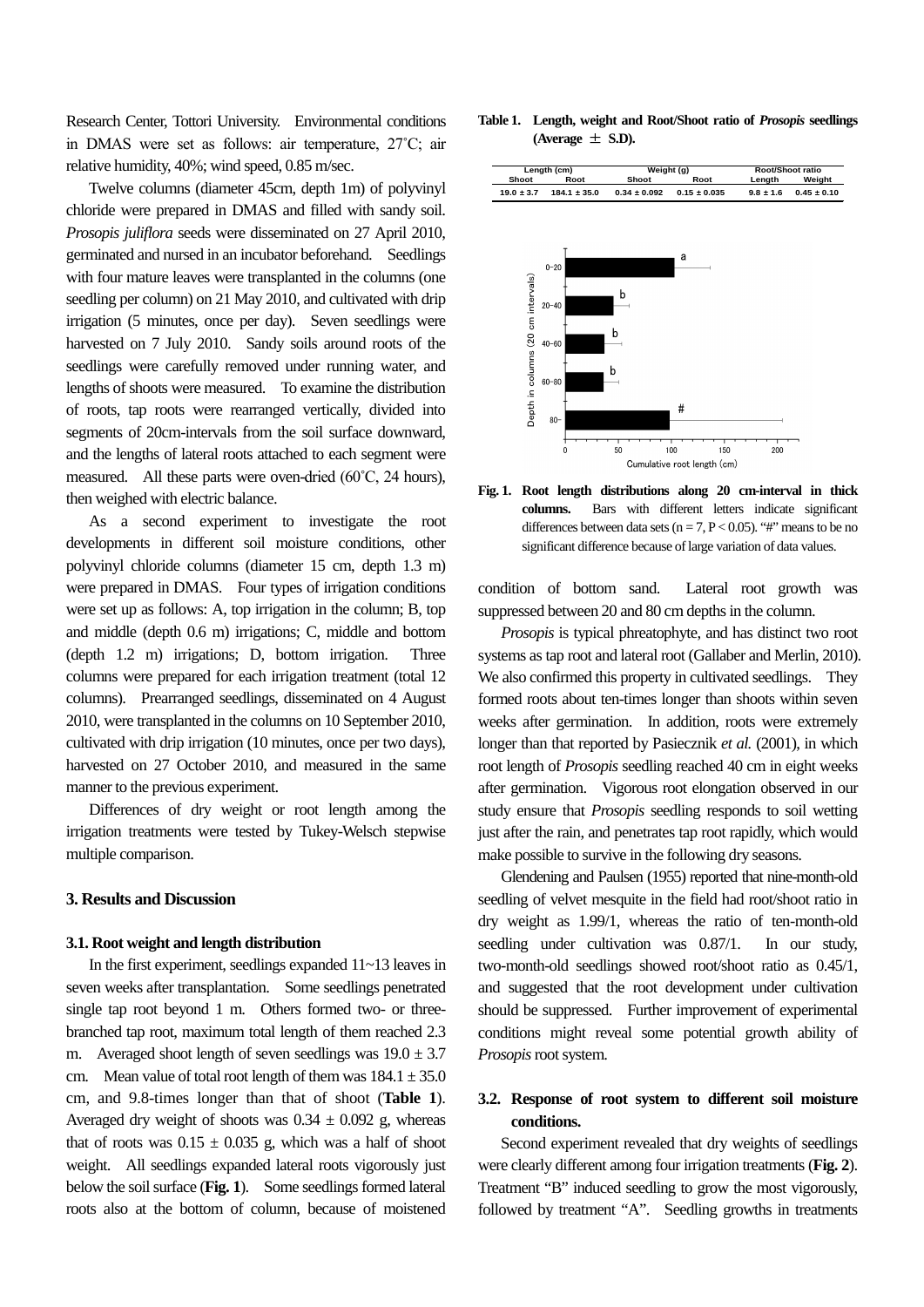Research Center, Tottori University. Environmental conditions in DMAS were set as follows: air temperature, 27˚C; air relative humidity, 40%; wind speed, 0.85 m/sec.

Twelve columns (diameter 45cm, depth 1m) of polyvinyl chloride were prepared in DMAS and filled with sandy soil. *Prosopis juliflora* seeds were disseminated on 27 April 2010, germinated and nursed in an incubator beforehand. Seedlings with four mature leaves were transplanted in the columns (one seedling per column) on 21 May 2010, and cultivated with drip irrigation (5 minutes, once per day). Seven seedlings were harvested on 7 July 2010. Sandy soils around roots of the seedlings were carefully removed under running water, and lengths of shoots were measured. To examine the distribution of roots, tap roots were rearranged vertically, divided into segments of 20cm-intervals from the soil surface downward, and the lengths of lateral roots attached to each segment were measured. All these parts were oven-dried (60˚C, 24 hours), then weighed with electric balance.

As a second experiment to investigate the root developments in different soil moisture conditions, other polyvinyl chloride columns (diameter 15 cm, depth 1.3 m) were prepared in DMAS. Four types of irrigation conditions were set up as follows: A, top irrigation in the column; B, top and middle (depth 0.6 m) irrigations; C, middle and bottom (depth 1.2 m) irrigations; D, bottom irrigation. Three columns were prepared for each irrigation treatment (total 12 columns). Prearranged seedlings, disseminated on 4 August 2010, were transplanted in the columns on 10 September 2010, cultivated with drip irrigation (10 minutes, once per two days), harvested on 27 October 2010, and measured in the same manner to the previous experiment.

Differences of dry weight or root length among the irrigation treatments were tested by Tukey-Welsch stepwise multiple comparison.

## 3. Results and Discussion

### 3.1. Root weight and length distribution

In the first experiment, seedlings expanded 11~13 leaves in seven weeks after transplantation. Some seedlings penetrated single tap root beyond 1 m. Others formed two- or three-branched tap root, maximum total length of them reached 2.3 m. Averaged shoot length of seven seedlings was 19.0 ± 3.7 cm. Mean value of total root length of them was 184.1 ± 35.0 cm, and 9.8-times longer than that of shoot (**Table 1**). Averaged dry weight of shoots was 0.34 ± 0.092 g, whereas that of roots was 0.15 ± 0.035 g, which was a half of shoot weight. All seedlings expanded lateral roots vigorously just below the soil surface (**Fig. 1**). Some seedlings formed lateral roots also at the bottom of column, because of moistened condition of bottom sand. Lateral root growth was suppressed between 20 and 80 cm depths in the column.

**Table 1. Length, weight and Root/Shoot ratio of *Prosopis* seedlings (Average ± S.D).**

| Length (cm) | | Weight (g) | | Root/Shoot ratio | |
|---|---|---|---|---|---|
| Shoot | Root | Shoot | Root | Length | Weight |
| 19.0 ± 3.7 | 184.1 ± 35.0 | 0.34 ± 0.092 | 0.15 ± 0.035 | 9.8 ± 1.6 | 0.45 ± 0.10 |

**Fig. 1. Root length distributions along 20 cm-interval in thick columns.** Bars with different letters indicate significant differences between data sets ($n = 7$, $P < 0.05$). "#" means to be no significant difference because of large variation of data values.

*Prosopis* is typical phreatophyte, and has distinct two root systems as tap root and lateral root (Gallaber and Merlin, 2010). We also confirmed this property in cultivated seedlings. They formed roots about ten-times longer than shoots within seven weeks after germination. In addition, roots were extremely longer than that reported by Pasiecznik *et al.* (2001), in which root length of *Prosopis* seedling reached 40 cm in eight weeks after germination. Vigorous root elongation observed in our study ensure that *Prosopis* seedling responds to soil wetting just after the rain, and penetrates tap root rapidly, which would make possible to survive in the following dry seasons.

Glendening and Paulsen (1955) reported that nine-month-old seedling of velvet mesquite in the field had root/shoot ratio in dry weight as 1.99/1, whereas the ratio of ten-month-old seedling under cultivation was 0.87/1. In our study, two-month-old seedlings showed root/shoot ratio as 0.45/1, and suggested that the root development under cultivation should be suppressed. Further improvement of experimental conditions might reveal some potential growth ability of *Prosopis* root system.

### 3.2. Response of root system to different soil moisture conditions.

Second experiment revealed that dry weights of seedlings were clearly different among four irrigation treatments (**Fig. 2**). Treatment "B" induced seedling to grow the most vigorously, followed by treatment "A". Seedling growths in treatments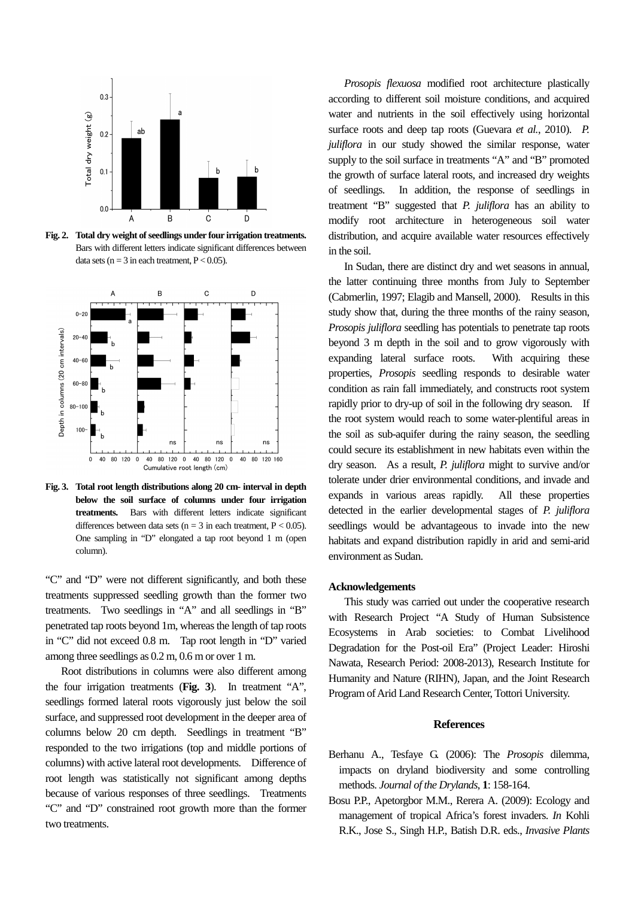**Fig. 2. Total dry weight of seedlings under four irrigation treatments.** Bars with different letters indicate significant differences between data sets (n = 3 in each treatment, P < 0.05).

**Fig. 3. Total root length distributions along 20 cm- interval in depth below the soil surface of columns under four irrigation treatments.** Bars with different letters indicate significant differences between data sets (n = 3 in each treatment, P < 0.05). One sampling in "D" elongated a tap root beyond 1 m (open column).

"C" and "D" were not different significantly, and both these treatments suppressed seedling growth than the former two treatments. Two seedlings in "A" and all seedlings in "B" penetrated tap roots beyond 1m, whereas the length of tap roots in "C" did not exceed 0.8 m. Tap root length in "D" varied among three seedlings as 0.2 m, 0.6 m or over 1 m.

Root distributions in columns were also different among the four irrigation treatments (**Fig. 3**). In treatment "A", seedlings formed lateral roots vigorously just below the soil surface, and suppressed root development in the deeper area of columns below 20 cm depth. Seedlings in treatment "B" responded to the two irrigations (top and middle portions of columns) with active lateral root developments. Difference of root length was statistically not significant among depths because of various responses of three seedlings. Treatments "C" and "D" constrained root growth more than the former two treatments.

*Prosopis flexuosa* modified root architecture plastically according to different soil moisture conditions, and acquired water and nutrients in the soil effectively using horizontal surface roots and deep tap roots (Guevara *et al.*, 2010). *P. juliflora* in our study showed the similar response, water supply to the soil surface in treatments "A" and "B" promoted the growth of surface lateral roots, and increased dry weights of seedlings. In addition, the response of seedlings in treatment "B" suggested that *P. juliflora* has an ability to modify root architecture in heterogeneous soil water distribution, and acquire available water resources effectively in the soil.

In Sudan, there are distinct dry and wet seasons in annual, the latter continuing three months from July to September (Cabmerlin, 1997; Elagib and Mansell, 2000). Results in this study show that, during the three months of the rainy season, *Prosopis juliflora* seedling has potentials to penetrate tap roots beyond 3 m depth in the soil and to grow vigorously with expanding lateral surface roots. With acquiring these properties, *Prosopis* seedling responds to desirable water condition as rain fall immediately, and constructs root system rapidly prior to dry-up of soil in the following dry season. If the root system would reach to some water-plentiful areas in the soil as sub-aquifer during the rainy season, the seedling could secure its establishment in new habitats even within the dry season. As a result, *P. juliflora* might to survive and/or tolerate under drier environmental conditions, and invade and expands in various areas rapidly. All these properties detected in the earlier developmental stages of *P. juliflora* seedlings would be advantageous to invade into the new habitats and expand distribution rapidly in arid and semi-arid environment as Sudan.

## Acknowledgements

This study was carried out under the cooperative research with Research Project "A Study of Human Subsistence Ecosystems in Arab societies: to Combat Livelihood Degradation for the Post-oil Era" (Project Leader: Hiroshi Nawata, Research Period: 2008-2013), Research Institute for Humanity and Nature (RIHN), Japan, and the Joint Research Program of Arid Land Research Center, Tottori University.

## References

Berhanu A., Tesfaye G. (2006): The *Prosopis* dilemma, impacts on dryland biodiversity and some controlling methods. *Journal of the Drylands*, **1**: 158-164.

Bosu P.P., Apetorgbor M.M., Rerera A. (2009): Ecology and management of tropical Africa's forest invaders. *In* Kohli R.K., Jose S., Singh H.P., Batish D.R. eds., *Invasive Plants*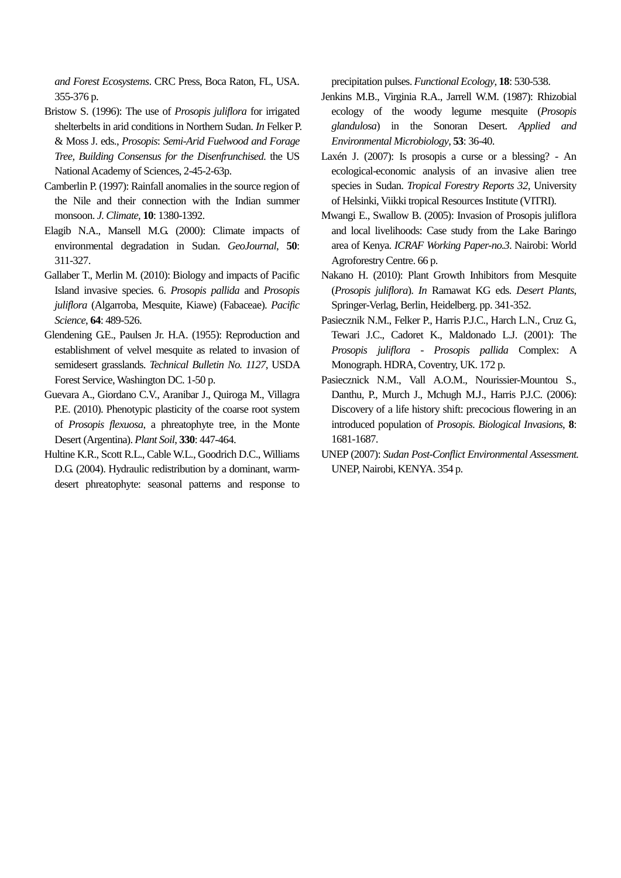*and Forest Ecosystems*. CRC Press, Boca Raton, FL, USA. 355-376 p.

Bristow S. (1996): The use of *Prosopis juliflora* for irrigated shelterbelts in arid conditions in Northern Sudan. *In* Felker P. & Moss J. eds., *Prosopis*: *Semi-Arid Fuelwood and Forage Tree, Building Consensus for the Disenfrunchised*. the US National Academy of Sciences, 2-45-2-63p.

Camberlin P. (1997): Rainfall anomalies in the source region of the Nile and their connection with the Indian summer monsoon. *J. Climate*, **10**: 1380-1392.

Elagib N.A., Mansell M.G. (2000): Climate impacts of environmental degradation in Sudan. *GeoJournal*, **50**: 311-327.

Gallaber T., Merlin M. (2010): Biology and impacts of Pacific Island invasive species. 6. *Prosopis pallida* and *Prosopis juliflora* (Algarroba, Mesquite, Kiawe) (Fabaceae). *Pacific Science*, **64**: 489-526.

Glendening G.E., Paulsen Jr. H.A. (1955): Reproduction and establishment of velvel mesquite as related to invasion of semidesert grasslands. *Technical Bulletin No. 1127*, USDA Forest Service, Washington DC. 1-50 p.

Guevara A., Giordano C.V., Aranibar J., Quiroga M., Villagra P.E. (2010). Phenotypic plasticity of the coarse root system of *Prosopis flexuosa*, a phreatophyte tree, in the Monte Desert (Argentina). *Plant Soil*, **330**: 447-464.

Hultine K.R., Scott R.L., Cable W.L., Goodrich D.C., Williams D.G. (2004). Hydraulic redistribution by a dominant, warm-desert phreatophyte: seasonal patterns and response to precipitation pulses. *Functional Ecology*, **18**: 530-538.

Jenkins M.B., Virginia R.A., Jarrell W.M. (1987): Rhizobial ecology of the woody legume mesquite (*Prosopis glandulosa*) in the Sonoran Desert. *Applied and Environmental Microbiology*, **53**: 36-40.

Laxén J. (2007): Is prosopis a curse or a blessing? - An ecological-economic analysis of an invasive alien tree species in Sudan. *Tropical Forestry Reports 32*, University of Helsinki, Viikki tropical Resources Institute (VITRI).

Mwangi E., Swallow B. (2005): Invasion of Prosopis juliflora and local livelihoods: Case study from the Lake Baringo area of Kenya. *ICRAF Working Paper-no.3*. Nairobi: World Agroforestry Centre. 66 p.

Nakano H. (2010): Plant Growth Inhibitors from Mesquite (*Prosopis juliflora*). *In* Ramawat KG eds. *Desert Plants*, Springer-Verlag, Berlin, Heidelberg. pp. 341-352.

Pasiecznik N.M., Felker P., Harris P.J.C., Harch L.N., Cruz G., Tewari J.C., Cadoret K., Maldonado L.J. (2001): The *Prosopis juliflora - Prosopis pallida* Complex: A Monograph. HDRA, Coventry, UK. 172 p.

Pasiecznick N.M., Vall A.O.M., Nourissier-Mountou S., Danthu, P., Murch J., Mchugh M.J., Harris P.J.C. (2006): Discovery of a life history shift: precocious flowering in an introduced population of *Prosopis*. *Biological Invasions*, **8**: 1681-1687.

UNEP (2007): *Sudan Post-Conflict Environmental Assessment*. UNEP, Nairobi, KENYA. 354 p.